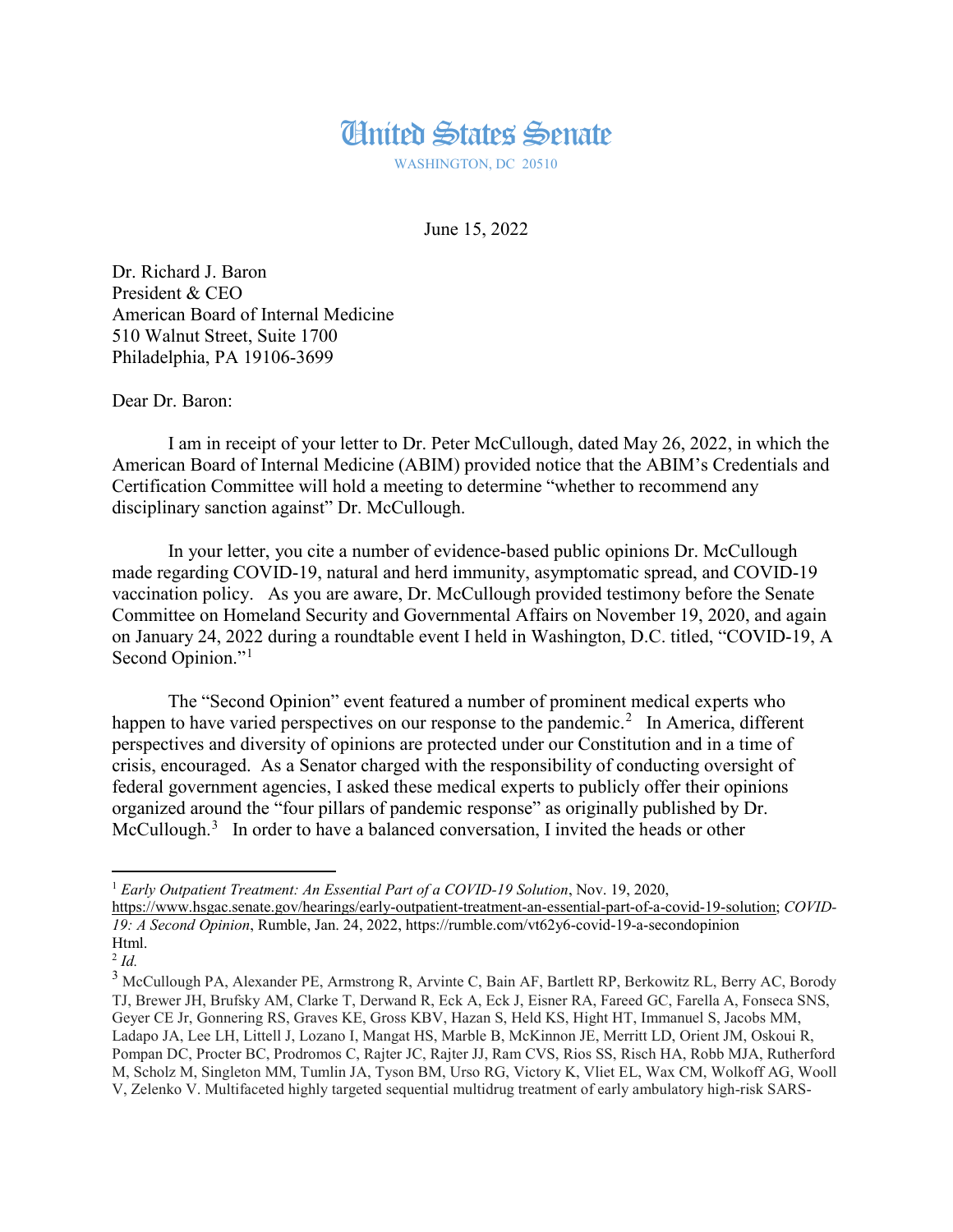# United States Senate

WASHINGTON, DC 20510

June 15, 2022

Dr. Richard J. Baron
President & CEO
American Board of Internal Medicine
510 Walnut Street, Suite 1700
Philadelphia, PA 19106-3699

Dear Dr. Baron:

I am in receipt of your letter to Dr. Peter McCullough, dated May 26, 2022, in which the American Board of Internal Medicine (ABIM) provided notice that the ABIM's Credentials and Certification Committee will hold a meeting to determine "whether to recommend any disciplinary sanction against" Dr. McCullough.

In your letter, you cite a number of evidence-based public opinions Dr. McCullough made regarding COVID-19, natural and herd immunity, asymptomatic spread, and COVID-19 vaccination policy. As you are aware, Dr. McCullough provided testimony before the Senate Committee on Homeland Security and Governmental Affairs on November 19, 2020, and again on January 24, 2022 during a roundtable event I held in Washington, D.C. titled, "COVID-19, A Second Opinion."[1]

The "Second Opinion" event featured a number of prominent medical experts who happen to have varied perspectives on our response to the pandemic.[2] In America, different perspectives and diversity of opinions are protected under our Constitution and in a time of crisis, encouraged. As a Senator charged with the responsibility of conducting oversight of federal government agencies, I asked these medical experts to publicly offer their opinions organized around the "four pillars of pandemic response" as originally published by Dr. McCullough.[3] In order to have a balanced conversation, I invited the heads or other

---

[1] *Early Outpatient Treatment: An Essential Part of a COVID-19 Solution*, Nov. 19, 2020, https://www.hsgac.senate.gov/hearings/early-outpatient-treatment-an-essential-part-of-a-covid-19-solution; *COVID-19: A Second Opinion*, Rumble, Jan. 24, 2022, https://rumble.com/vt62y6-covid-19-a-secondopinion Html.

[2] *Id.*

[3] McCullough PA, Alexander PE, Armstrong R, Arvinte C, Bain AF, Bartlett RP, Berkowitz RL, Berry AC, Borody TJ, Brewer JH, Brufsky AM, Clarke T, Derwand R, Eck A, Eck J, Eisner RA, Fareed GC, Farella A, Fonseca SNS, Geyer CE Jr, Gonnering RS, Graves KE, Gross KBV, Hazan S, Held KS, Hight HT, Immanuel S, Jacobs MM, Ladapo JA, Lee LH, Littell J, Lozano I, Mangat HS, Marble B, McKinnon JE, Merritt LD, Orient JM, Oskoui R, Pompan DC, Procter BC, Prodromos C, Rajter JC, Rajter JJ, Ram CVS, Rios SS, Risch HA, Robb MJA, Rutherford M, Scholz M, Singleton MM, Tumlin JA, Tyson BM, Urso RG, Victory K, Vliet EL, Wax CM, Wolkoff AG, Wooll V, Zelenko V. Multifaceted highly targeted sequential multidrug treatment of early ambulatory high-risk SARS-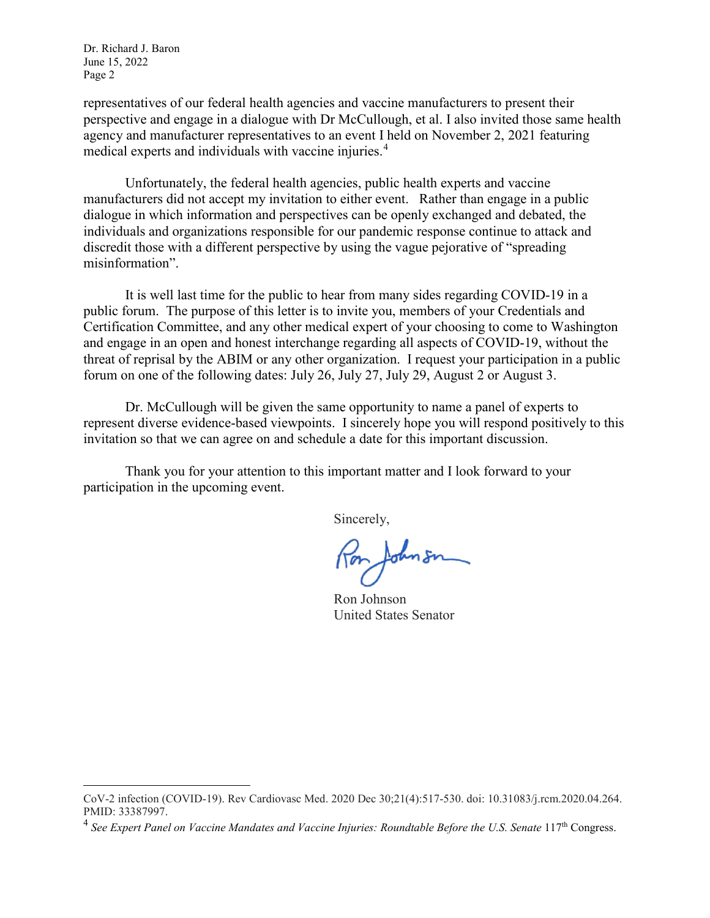representatives of our federal health agencies and vaccine manufacturers to present their perspective and engage in a dialogue with Dr McCullough, et al. I also invited those same health agency and manufacturer representatives to an event I held on November 2, 2021 featuring medical experts and individuals with vaccine injuries.[4]

Unfortunately, the federal health agencies, public health experts and vaccine manufacturers did not accept my invitation to either event. Rather than engage in a public dialogue in which information and perspectives can be openly exchanged and debated, the individuals and organizations responsible for our pandemic response continue to attack and discredit those with a different perspective by using the vague pejorative of "spreading misinformation".

It is well last time for the public to hear from many sides regarding COVID-19 in a public forum. The purpose of this letter is to invite you, members of your Credentials and Certification Committee, and any other medical expert of your choosing to come to Washington and engage in an open and honest interchange regarding all aspects of COVID-19, without the threat of reprisal by the ABIM or any other organization. I request your participation in a public forum on one of the following dates: July 26, July 27, July 29, August 2 or August 3.

Dr. McCullough will be given the same opportunity to name a panel of experts to represent diverse evidence-based viewpoints. I sincerely hope you will respond positively to this invitation so that we can agree on and schedule a date for this important discussion.

Thank you for your attention to this important matter and I look forward to your participation in the upcoming event.

Sincerely,

Ron Johnson
United States Senator

---

CoV-2 infection (COVID-19). Rev Cardiovasc Med. 2020 Dec 30;21(4):517-530. doi: 10.31083/j.rcm.2020.04.264. PMID: 33387997.

[4] *See Expert Panel on Vaccine Mandates and Vaccine Injuries: Roundtable Before the U.S. Senate* 117th Congress.